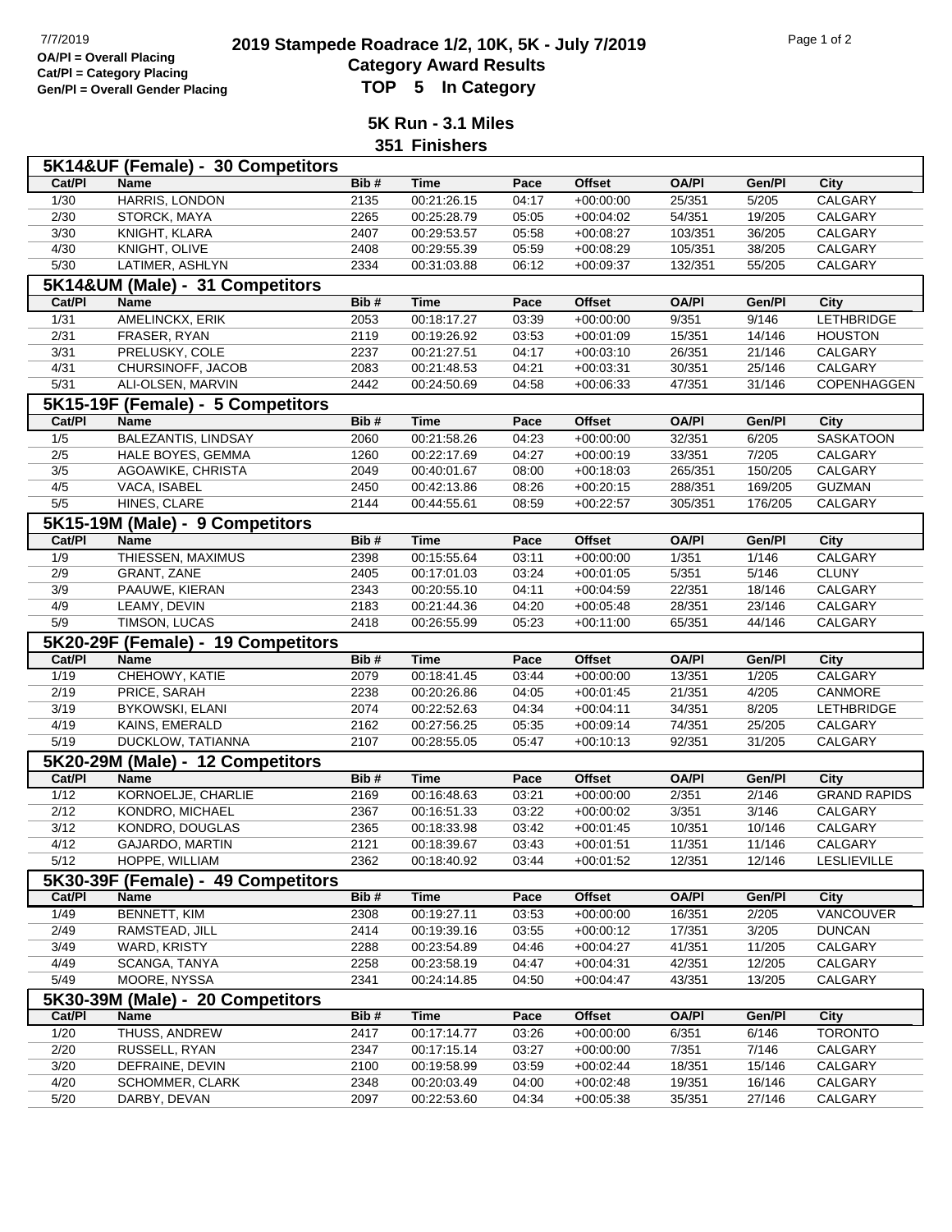7/7/2019

OA/Pl = Overall Placing
Cat/Pl = Category Placing
Gen/Pl = Overall Gender Placing

# 2019 Stampede Roadrace 1/2, 10K, 5K - July 7/2019
## Category Award Results
## TOP 5 In Category

### 5K Run - 3.1 Miles
### 351 Finishers

**5K14&UF (Female) - 30 Competitors**

| Cat/Pl | Name | Bib # | Time | Pace | Offset | OA/Pl | Gen/Pl | City |
|---|---|---|---|---|---|---|---|---|
| 1/30 | HARRIS, LONDON | 2135 | 00:21:26.15 | 04:17 | +00:00:00 | 25/351 | 5/205 | CALGARY |
| 2/30 | STORCK, MAYA | 2265 | 00:25:28.79 | 05:05 | +00:04:02 | 54/351 | 19/205 | CALGARY |
| 3/30 | KNIGHT, KLARA | 2407 | 00:29:53.57 | 05:58 | +00:08:27 | 103/351 | 36/205 | CALGARY |
| 4/30 | KNIGHT, OLIVE | 2408 | 00:29:55.39 | 05:59 | +00:08:29 | 105/351 | 38/205 | CALGARY |
| 5/30 | LATIMER, ASHLYN | 2334 | 00:31:03.88 | 06:12 | +00:09:37 | 132/351 | 55/205 | CALGARY |

**5K14&UM (Male) - 31 Competitors**

| Cat/Pl | Name | Bib # | Time | Pace | Offset | OA/Pl | Gen/Pl | City |
|---|---|---|---|---|---|---|---|---|
| 1/31 | AMELINCKX, ERIK | 2053 | 00:18:17.27 | 03:39 | +00:00:00 | 9/351 | 9/146 | LETHBRIDGE |
| 2/31 | FRASER, RYAN | 2119 | 00:19:26.92 | 03:53 | +00:01:09 | 15/351 | 14/146 | HOUSTON |
| 3/31 | PRELUSKY, COLE | 2237 | 00:21:27.51 | 04:17 | +00:03:10 | 26/351 | 21/146 | CALGARY |
| 4/31 | CHURSINOFF, JACOB | 2083 | 00:21:48.53 | 04:21 | +00:03:31 | 30/351 | 25/146 | CALGARY |
| 5/31 | ALI-OLSEN, MARVIN | 2442 | 00:24:50.69 | 04:58 | +00:06:33 | 47/351 | 31/146 | COPENHAGGEN |

**5K15-19F (Female) - 5 Competitors**

| Cat/Pl | Name | Bib # | Time | Pace | Offset | OA/Pl | Gen/Pl | City |
|---|---|---|---|---|---|---|---|---|
| 1/5 | BALEZANTIS, LINDSAY | 2060 | 00:21:58.26 | 04:23 | +00:00:00 | 32/351 | 6/205 | SASKATOON |
| 2/5 | HALE BOYES, GEMMA | 1260 | 00:22:17.69 | 04:27 | +00:00:19 | 33/351 | 7/205 | CALGARY |
| 3/5 | AGOAWIKE, CHRISTA | 2049 | 00:40:01.67 | 08:00 | +00:18:03 | 265/351 | 150/205 | CALGARY |
| 4/5 | VACA, ISABEL | 2450 | 00:42:13.86 | 08:26 | +00:20:15 | 288/351 | 169/205 | GUZMAN |
| 5/5 | HINES, CLARE | 2144 | 00:44:55.61 | 08:59 | +00:22:57 | 305/351 | 176/205 | CALGARY |

**5K15-19M (Male) - 9 Competitors**

| Cat/Pl | Name | Bib # | Time | Pace | Offset | OA/Pl | Gen/Pl | City |
|---|---|---|---|---|---|---|---|---|
| 1/9 | THIESSEN, MAXIMUS | 2398 | 00:15:55.64 | 03:11 | +00:00:00 | 1/351 | 1/146 | CALGARY |
| 2/9 | GRANT, ZANE | 2405 | 00:17:01.03 | 03:24 | +00:01:05 | 5/351 | 5/146 | CLUNY |
| 3/9 | PAAUWE, KIERAN | 2343 | 00:20:55.10 | 04:11 | +00:04:59 | 22/351 | 18/146 | CALGARY |
| 4/9 | LEAMY, DEVIN | 2183 | 00:21:44.36 | 04:20 | +00:05:48 | 28/351 | 23/146 | CALGARY |
| 5/9 | TIMSON, LUCAS | 2418 | 00:26:55.99 | 05:23 | +00:11:00 | 65/351 | 44/146 | CALGARY |

**5K20-29F (Female) - 19 Competitors**

| Cat/Pl | Name | Bib # | Time | Pace | Offset | OA/Pl | Gen/Pl | City |
|---|---|---|---|---|---|---|---|---|
| 1/19 | CHEHOWY, KATIE | 2079 | 00:18:41.45 | 03:44 | +00:00:00 | 13/351 | 1/205 | CALGARY |
| 2/19 | PRICE, SARAH | 2238 | 00:20:26.86 | 04:05 | +00:01:45 | 21/351 | 4/205 | CANMORE |
| 3/19 | BYKOWSKI, ELANI | 2074 | 00:22:52.63 | 04:34 | +00:04:11 | 34/351 | 8/205 | LETHBRIDGE |
| 4/19 | KAINS, EMERALD | 2162 | 00:27:56.25 | 05:35 | +00:09:14 | 74/351 | 25/205 | CALGARY |
| 5/19 | DUCKLOW, TATIANNA | 2107 | 00:28:55.05 | 05:47 | +00:10:13 | 92/351 | 31/205 | CALGARY |

**5K20-29M (Male) - 12 Competitors**

| Cat/Pl | Name | Bib # | Time | Pace | Offset | OA/Pl | Gen/Pl | City |
|---|---|---|---|---|---|---|---|---|
| 1/12 | KORNOELJE, CHARLIE | 2169 | 00:16:48.63 | 03:21 | +00:00:00 | 2/351 | 2/146 | GRAND RAPIDS |
| 2/12 | KONDRO, MICHAEL | 2367 | 00:16:51.33 | 03:22 | +00:00:02 | 3/351 | 3/146 | CALGARY |
| 3/12 | KONDRO, DOUGLAS | 2365 | 00:18:33.98 | 03:42 | +00:01:45 | 10/351 | 10/146 | CALGARY |
| 4/12 | GAJARDO, MARTIN | 2121 | 00:18:39.67 | 03:43 | +00:01:51 | 11/351 | 11/146 | CALGARY |
| 5/12 | HOPPE, WILLIAM | 2362 | 00:18:40.92 | 03:44 | +00:01:52 | 12/351 | 12/146 | LESLIEVILLE |

**5K30-39F (Female) - 49 Competitors**

| Cat/Pl | Name | Bib # | Time | Pace | Offset | OA/Pl | Gen/Pl | City |
|---|---|---|---|---|---|---|---|---|
| 1/49 | BENNETT, KIM | 2308 | 00:19:27.11 | 03:53 | +00:00:00 | 16/351 | 2/205 | VANCOUVER |
| 2/49 | RAMSTEAD, JILL | 2414 | 00:19:39.16 | 03:55 | +00:00:12 | 17/351 | 3/205 | DUNCAN |
| 3/49 | WARD, KRISTY | 2288 | 00:23:54.89 | 04:46 | +00:04:27 | 41/351 | 11/205 | CALGARY |
| 4/49 | SCANGA, TANYA | 2258 | 00:23:58.19 | 04:47 | +00:04:31 | 42/351 | 12/205 | CALGARY |
| 5/49 | MOORE, NYSSA | 2341 | 00:24:14.85 | 04:50 | +00:04:47 | 43/351 | 13/205 | CALGARY |

**5K30-39M (Male) - 20 Competitors**

| Cat/Pl | Name | Bib # | Time | Pace | Offset | OA/Pl | Gen/Pl | City |
|---|---|---|---|---|---|---|---|---|
| 1/20 | THUSS, ANDREW | 2417 | 00:17:14.77 | 03:26 | +00:00:00 | 6/351 | 6/146 | TORONTO |
| 2/20 | RUSSELL, RYAN | 2347 | 00:17:15.14 | 03:27 | +00:00:00 | 7/351 | 7/146 | CALGARY |
| 3/20 | DEFRAINE, DEVIN | 2100 | 00:19:58.99 | 03:59 | +00:02:44 | 18/351 | 15/146 | CALGARY |
| 4/20 | SCHOMMER, CLARK | 2348 | 00:20:03.49 | 04:00 | +00:02:48 | 19/351 | 16/146 | CALGARY |
| 5/20 | DARBY, DEVAN | 2097 | 00:22:53.60 | 04:34 | +00:05:38 | 35/351 | 27/146 | CALGARY |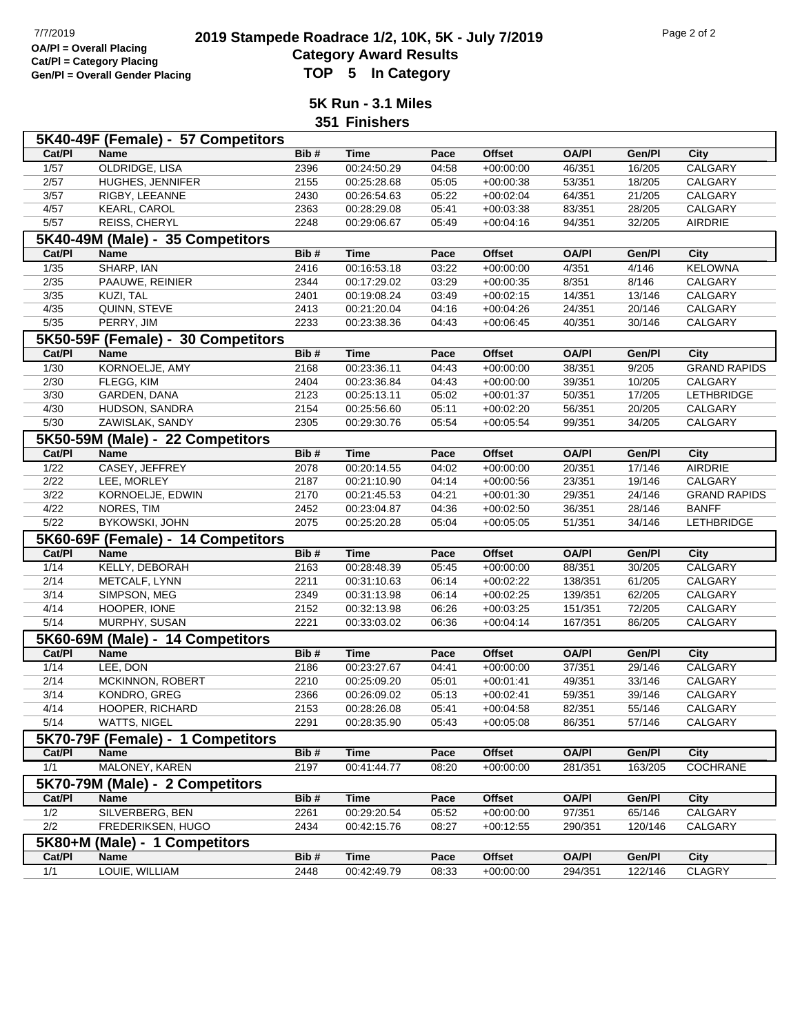**OA/Pl = Overall Placing**
**Cat/Pl = Category Placing**
**Gen/Pl = Overall Gender Placing**

# 2019 Stampede Roadrace 1/2, 10K, 5K - July 7/2019

## Category Award Results

## TOP 5 In Category

### 5K Run - 3.1 Miles

### 351 Finishers

#### 5K40-49F (Female) - 57 Competitors

| Cat/Pl | Name | Bib # | Time | Pace | Offset | OA/Pl | Gen/Pl | City |
|---|---|---|---|---|---|---|---|---|
| 1/57 | OLDRIDGE, LISA | 2396 | 00:24:50.29 | 04:58 | +00:00:00 | 46/351 | 16/205 | CALGARY |
| 2/57 | HUGHES, JENNIFER | 2155 | 00:25:28.68 | 05:05 | +00:00:38 | 53/351 | 18/205 | CALGARY |
| 3/57 | RIGBY, LEEANNE | 2430 | 00:26:54.63 | 05:22 | +00:02:04 | 64/351 | 21/205 | CALGARY |
| 4/57 | KEARL, CAROL | 2363 | 00:28:29.08 | 05:41 | +00:03:38 | 83/351 | 28/205 | CALGARY |
| 5/57 | REISS, CHERYL | 2248 | 00:29:06.67 | 05:49 | +00:04:16 | 94/351 | 32/205 | AIRDRIE |

#### 5K40-49M (Male) - 35 Competitors

| Cat/Pl | Name | Bib # | Time | Pace | Offset | OA/Pl | Gen/Pl | City |
|---|---|---|---|---|---|---|---|---|
| 1/35 | SHARP, IAN | 2416 | 00:16:53.18 | 03:22 | +00:00:00 | 4/351 | 4/146 | KELOWNA |
| 2/35 | PAAUWE, REINIER | 2344 | 00:17:29.02 | 03:29 | +00:00:35 | 8/351 | 8/146 | CALGARY |
| 3/35 | KUZI, TAL | 2401 | 00:19:08.24 | 03:49 | +00:02:15 | 14/351 | 13/146 | CALGARY |
| 4/35 | QUINN, STEVE | 2413 | 00:21:20.04 | 04:16 | +00:04:26 | 24/351 | 20/146 | CALGARY |
| 5/35 | PERRY, JIM | 2233 | 00:23:38.36 | 04:43 | +00:06:45 | 40/351 | 30/146 | CALGARY |

#### 5K50-59F (Female) - 30 Competitors

| Cat/Pl | Name | Bib # | Time | Pace | Offset | OA/Pl | Gen/Pl | City |
|---|---|---|---|---|---|---|---|---|
| 1/30 | KORNOELJE, AMY | 2168 | 00:23:36.11 | 04:43 | +00:00:00 | 38/351 | 9/205 | GRAND RAPIDS |
| 2/30 | FLEGG, KIM | 2404 | 00:23:36.84 | 04:43 | +00:00:00 | 39/351 | 10/205 | CALGARY |
| 3/30 | GARDEN, DANA | 2123 | 00:25:13.11 | 05:02 | +00:01:37 | 50/351 | 17/205 | LETHBRIDGE |
| 4/30 | HUDSON, SANDRA | 2154 | 00:25:56.60 | 05:11 | +00:02:20 | 56/351 | 20/205 | CALGARY |
| 5/30 | ZAWISLAK, SANDY | 2305 | 00:29:30.76 | 05:54 | +00:05:54 | 99/351 | 34/205 | CALGARY |

#### 5K50-59M (Male) - 22 Competitors

| Cat/Pl | Name | Bib # | Time | Pace | Offset | OA/Pl | Gen/Pl | City |
|---|---|---|---|---|---|---|---|---|
| 1/22 | CASEY, JEFFREY | 2078 | 00:20:14.55 | 04:02 | +00:00:00 | 20/351 | 17/146 | AIRDRIE |
| 2/22 | LEE, MORLEY | 2187 | 00:21:10.90 | 04:14 | +00:00:56 | 23/351 | 19/146 | CALGARY |
| 3/22 | KORNOELJE, EDWIN | 2170 | 00:21:45.53 | 04:21 | +00:01:30 | 29/351 | 24/146 | GRAND RAPIDS |
| 4/22 | NORES, TIM | 2452 | 00:23:04.87 | 04:36 | +00:02:50 | 36/351 | 28/146 | BANFF |
| 5/22 | BYKOWSKI, JOHN | 2075 | 00:25:20.28 | 05:04 | +00:05:05 | 51/351 | 34/146 | LETHBRIDGE |

#### 5K60-69F (Female) - 14 Competitors

| Cat/Pl | Name | Bib # | Time | Pace | Offset | OA/Pl | Gen/Pl | City |
|---|---|---|---|---|---|---|---|---|
| 1/14 | KELLY, DEBORAH | 2163 | 00:28:48.39 | 05:45 | +00:00:00 | 88/351 | 30/205 | CALGARY |
| 2/14 | METCALF, LYNN | 2211 | 00:31:10.63 | 06:14 | +00:02:22 | 138/351 | 61/205 | CALGARY |
| 3/14 | SIMPSON, MEG | 2349 | 00:31:13.98 | 06:14 | +00:02:25 | 139/351 | 62/205 | CALGARY |
| 4/14 | HOOPER, IONE | 2152 | 00:32:13.98 | 06:26 | +00:03:25 | 151/351 | 72/205 | CALGARY |
| 5/14 | MURPHY, SUSAN | 2221 | 00:33:03.02 | 06:36 | +00:04:14 | 167/351 | 86/205 | CALGARY |

#### 5K60-69M (Male) - 14 Competitors

| Cat/Pl | Name | Bib # | Time | Pace | Offset | OA/Pl | Gen/Pl | City |
|---|---|---|---|---|---|---|---|---|
| 1/14 | LEE, DON | 2186 | 00:23:27.67 | 04:41 | +00:00:00 | 37/351 | 29/146 | CALGARY |
| 2/14 | MCKINNON, ROBERT | 2210 | 00:25:09.20 | 05:01 | +00:01:41 | 49/351 | 33/146 | CALGARY |
| 3/14 | KONDRO, GREG | 2366 | 00:26:09.02 | 05:13 | +00:02:41 | 59/351 | 39/146 | CALGARY |
| 4/14 | HOOPER, RICHARD | 2153 | 00:28:26.08 | 05:41 | +00:04:58 | 82/351 | 55/146 | CALGARY |
| 5/14 | WATTS, NIGEL | 2291 | 00:28:35.90 | 05:43 | +00:05:08 | 86/351 | 57/146 | CALGARY |

#### 5K70-79F (Female) - 1 Competitors

| Cat/Pl | Name | Bib # | Time | Pace | Offset | OA/Pl | Gen/Pl | City |
|---|---|---|---|---|---|---|---|---|
| 1/1 | MALONEY, KAREN | 2197 | 00:41:44.77 | 08:20 | +00:00:00 | 281/351 | 163/205 | COCHRANE |

#### 5K70-79M (Male) - 2 Competitors

| Cat/Pl | Name | Bib # | Time | Pace | Offset | OA/Pl | Gen/Pl | City |
|---|---|---|---|---|---|---|---|---|
| 1/2 | SILVERBERG, BEN | 2261 | 00:29:20.54 | 05:52 | +00:00:00 | 97/351 | 65/146 | CALGARY |
| 2/2 | FREDERIKSEN, HUGO | 2434 | 00:42:15.76 | 08:27 | +00:12:55 | 290/351 | 120/146 | CALGARY |

#### 5K80+M (Male) - 1 Competitors

| Cat/Pl | Name | Bib # | Time | Pace | Offset | OA/Pl | Gen/Pl | City |
|---|---|---|---|---|---|---|---|---|
| 1/1 | LOUIE, WILLIAM | 2448 | 00:42:49.79 | 08:33 | +00:00:00 | 294/351 | 122/146 | CLAGRY |